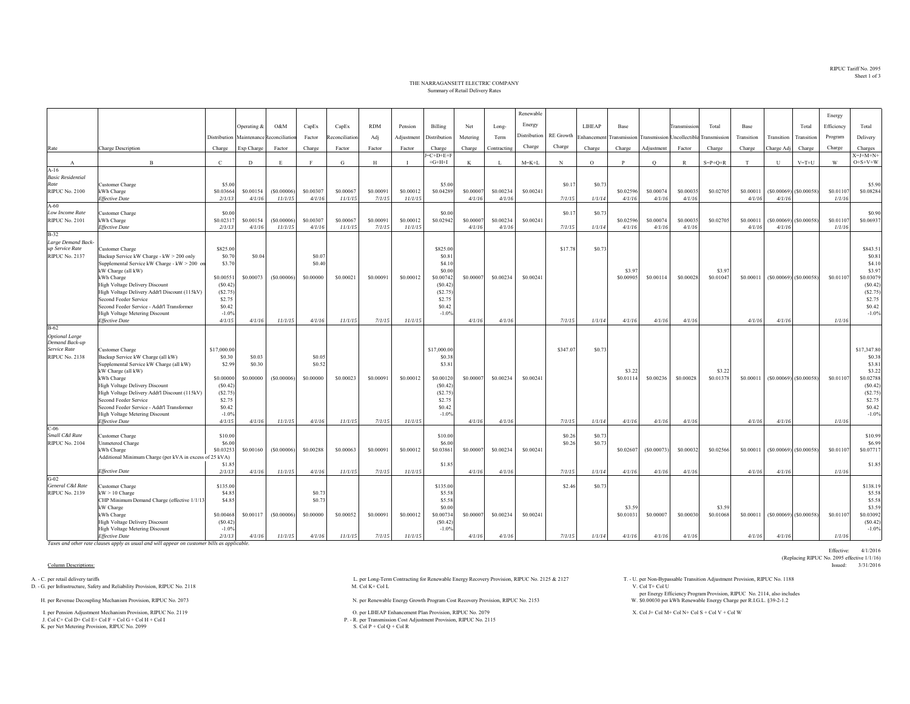THE NARRAGANSETT ELECTRIC COMPANY
Summary of Retail Delivery Rates

| Rate | Charge Description | Distribution Charge | Operating & Maintenance Exp Charge | O&M Reconciliation Factor | CapEx Factor Charge | CapEx Reconciliation Factor | RDM Adj Factor | Pension Adjustment Factor | Billing Distribution Charge | Net Metering Charge | Long-Term Contracting | Renewable Energy Distribution Charge | RE Growth Charge | LIHEAP Enhancement Charge | Base Transmission Charge | Transmission Adjustment | Transmission Uncollectible Factor | Total Transmission Charge | Base Transition Charge | Transition Charge Adj | Total Transition Charge | Energy Efficiency Program Charge | Total Delivery Charges |
|---|---|---|---|---|---|---|---|---|---|---|---|---|---|---|---|---|---|---|---|---|---|---|---|
| | | | | | | | | | J=C+D+E+F+G+H+I | | | M=K+L | | | | | | S=P+Q+R | | | V=T+U | | X=J+M+N+O+S+V+W |
| A | B | C | D | E | F | G | H | I | | K | L | | N | O | P | Q | R | | T | U | | W | |
| A-16 *Basic Residential Rate* RIPUC No. 2100 | Customer Charge | $5.00 | | | | | | | $5.00 | | | | $0.17 | $0.73 | | | | | | | | | $5.90 |
| | kWh Charge | $0.03664 | $0.00154 | ($0.00006) | $0.00307 | $0.00067 | $0.00091 | $0.00012 | $0.04289 | $0.00007 | $0.00234 | $0.00241 | | | $0.02596 | $0.00074 | $0.00035 | $0.02705 | $0.00011 | ($0.00069) | ($0.00058) | $0.01107 | $0.08284 |
| | *Effective Date* | *2/1/13* | *4/1/16* | *11/1/15* | *4/1/16* | *11/1/15* | *7/1/15* | *11/1/15* | | *4/1/16* | *4/1/16* | | *7/1/15* | *1/1/14* | *4/1/16* | *4/1/16* | *4/1/16* | | *4/1/16* | *4/1/16* | | *1/1/16* | |
| A-60 *Low Income Rate* RIPUC No. 2101 | Customer Charge | $0.00 | | | | | | | $0.00 | | | | $0.17 | $0.73 | | | | | | | | | $0.90 |
| | kWh Charge | $0.02317 | $0.00154 | ($0.00006) | $0.00307 | $0.00067 | $0.00091 | $0.00012 | $0.02942 | $0.00007 | $0.00234 | $0.00241 | | | $0.02596 | $0.00074 | $0.00035 | $0.02705 | $0.00011 | ($0.00069) | ($0.00058) | $0.01107 | $0.06937 |
| | *Effective Date* | *2/1/13* | *4/1/16* | *11/1/15* | *4/1/16* | *11/1/15* | *7/1/15* | *11/1/15* | | *4/1/16* | *4/1/16* | | *7/1/15* | *1/1/14* | *4/1/16* | *4/1/16* | *4/1/16* | | *4/1/16* | *4/1/16* | | *1/1/16* | |
| B-32 *Large Demand Back-up Service Rate* RIPUC No. 2137 | Customer Charge | $825.00 | | | | | | | $825.00 | | | | $17.78 | $0.73 | | | | | | | | | $843.51 |
| | Backup Service kW Charge - kW > 200 only | $0.70 | $0.04 | | $0.07 | | | | $0.81 | | | | | | | | | | | | | | $0.81 |
| | Supplemental Service kW Charge - kW > 200 on | $3.70 | | | $0.40 | | | | $4.10 | | | | | | | | | | | | | | $4.10 |
| | kW Charge (all kW) | | | | | | | | $0.00 | | | | | | $3.97 | | | $3.97 | | | | | $3.97 |
| | kWh Charge | $0.00551 | $0.00073 | ($0.00006) | $0.00000 | $0.00021 | $0.00091 | $0.00012 | $0.00742 | $0.00007 | $0.00234 | $0.00241 | | | $0.00905 | $0.00114 | $0.00028 | $0.01047 | $0.00011 | ($0.00069) | ($0.00058) | $0.01107 | $0.03079 |
| | High Voltage Delivery Discount | ($0.42) | | | | | | | ($0.42) | | | | | | | | | | | | | | ($0.42) |
| | High Voltage Delivery Addt'l Discount (115kV) | ($2.75) | | | | | | | ($2.75) | | | | | | | | | | | | | | ($2.75) |
| | Second Feeder Service | $2.75 | | | | | | | $2.75 | | | | | | | | | | | | | | $2.75 |
| | Second Feeder Service - Addt'l Transformer | $0.42 | | | | | | | $0.42 | | | | | | | | | | | | | | $0.42 |
| | High Voltage Metering Discount | -1.0% | | | | | | | -1.0% | | | | | | | | | | | | | | -1.0% |
| | *Effective Date* | *4/1/15* | *4/1/16* | *11/1/15* | *4/1/16* | *11/1/15* | *7/1/15* | *11/1/15* | | *4/1/16* | *4/1/16* | | *7/1/15* | *1/1/14* | *4/1/16* | *4/1/16* | *4/1/16* | | *4/1/16* | *4/1/16* | | *1/1/16* | |
| B-62 *Optional Large Demand Back-up Service Rate* RIPUC No. 2138 | Customer Charge | $17,000.00 | | | | | | | $17,000.00 | | | | $347.07 | $0.73 | | | | | | | | | $17,347.80 |
| | Backup Service kW Charge (all kW) | $0.30 | $0.03 | | $0.05 | | | | $0.38 | | | | | | | | | | | | | | $0.38 |
| | Supplemental Service kW Charge (all kW) | $2.99 | $0.30 | | $0.52 | | | | $3.81 | | | | | | | | | | | | | | $3.81 |
| | kW Charge (all kW) | | | | | | | | | | | | | | $3.22 | | | $3.22 | | | | | $3.22 |
| | kWh Charge | $0.00000 | $0.00000 | ($0.00006) | $0.00000 | $0.00023 | $0.00091 | $0.00012 | $0.00120 | $0.00007 | $0.00234 | $0.00241 | | | $0.01114 | $0.00236 | $0.00028 | $0.01378 | $0.00011 | ($0.00069) | ($0.00058) | $0.01107 | $0.02788 |
| | High Voltage Delivery Discount | ($0.42) | | | | | | | ($0.42) | | | | | | | | | | | | | | ($0.42) |
| | High Voltage Delivery Addt'l Discount (115kV) | ($2.75) | | | | | | | ($2.75) | | | | | | | | | | | | | | ($2.75) |
| | Second Feeder Service | $2.75 | | | | | | | $2.75 | | | | | | | | | | | | | | $2.75 |
| | Second Feeder Service - Addt'l Transformer | $0.42 | | | | | | | $0.42 | | | | | | | | | | | | | | $0.42 |
| | High Voltage Metering Discount | -1.0% | | | | | | | -1.0% | | | | | | | | | | | | | | -1.0% |
| | *Effective Date* | *4/1/15* | *4/1/16* | *11/1/15* | *4/1/16* | *11/1/15* | *7/1/15* | *11/1/15* | | *4/1/16* | *4/1/16* | | *7/1/15* | *1/1/14* | *4/1/16* | *4/1/16* | *4/1/16* | | *4/1/16* | *4/1/16* | | *1/1/16* | |
| C-06 *Small C&I Rate* RIPUC No. 2104 | Customer Charge | $10.00 | | | | | | | $10.00 | | | | $0.26 | $0.73 | | | | | | | | | $10.99 |
| | Unmetered Charge | $6.00 | | | | | | | $6.00 | | | | $0.26 | $0.73 | | | | | | | | | $6.99 |
| | kWh Charge | $0.03253 | $0.00160 | ($0.00006) | $0.00288 | $0.00063 | $0.00091 | $0.00012 | $0.03861 | $0.00007 | $0.00234 | $0.00241 | | | $0.02607 | ($0.00073) | $0.00032 | $0.02566 | $0.00011 | ($0.00069) | ($0.00058) | $0.01107 | $0.07717 |
| | Additional Minimum Charge (per kVA in excess of 25 kVA) | $1.85 | | | | | | | $1.85 | | | | | | | | | | | | | | $1.85 |
| | *Effective Date* | *2/1/13* | *4/1/16* | *11/1/15* | *4/1/16* | *11/1/15* | *7/1/15* | *11/1/15* | | *4/1/16* | *4/1/16* | | *7/1/15* | *1/1/14* | *4/1/16* | *4/1/16* | *4/1/16* | | *4/1/16* | *4/1/16* | | *1/1/16* | |
| G-02 *General C&I Rate* RIPUC No. 2139 | Customer Charge | $135.00 | | | | | | | $135.00 | | | | $2.46 | $0.73 | | | | | | | | | $138.19 |
| | kW > 10 Charge | $4.85 | | | $0.73 | | | | $5.58 | | | | | | | | | | | | | | $5.58 |
| | CHP Minimum Demand Charge (effective 1/1/13 | $4.85 | | | $0.73 | | | | $5.58 | | | | | | | | | | | | | | $5.58 |
| | kW Charge | | | | | | | | $0.00 | | | | | | $3.59 | | | $3.59 | | | | | $3.59 |
| | kWh Charge | $0.00468 | $0.00117 | ($0.00006) | $0.00000 | $0.00052 | $0.00091 | $0.00012 | $0.00734 | $0.00007 | $0.00234 | $0.00241 | | | $0.01031 | $0.00007 | $0.00030 | $0.01068 | $0.00011 | ($0.00069) | ($0.00058) | $0.01107 | $0.03092 |
| | High Voltage Delivery Discount | ($0.42) | | | | | | | ($0.42) | | | | | | | | | | | | | | ($0.42) |
| | High Voltage Metering Discount | -1.0% | | | | | | | -1.0% | | | | | | | | | | | | | | -1.0% |
| | *Effective Date* | *2/1/13* | *4/1/16* | *11/1/15* | *4/1/16* | *11/1/15* | *7/1/15* | *11/1/15* | | *4/1/16* | *4/1/16* | | *7/1/15* | *1/1/14* | *4/1/16* | *4/1/16* | *4/1/16* | | *4/1/16* | *4/1/16* | | *1/1/16* | |

*Taxes and other rate clauses apply as usual and will appear on customer bills as applicable.*

Effective: 4/1/2016
(Replacing RIPUC No. 2095 effective 1/1/16)
Issued: 3/31/2016

Column Descriptions:

A. - C. per retail delivery tariffs
D. - G. per Infrastructure, Safety and Reliability Provision, RIPUC No. 2118
H. per Revenue Decoupling Mechanism Provision, RIPUC No. 2073
I. per Pension Adjustment Mechanism Provision, RIPUC No. 2119
J. Col C+ Col D+ Col E+ Col F + Col G + Col H + Col I
K. per Net Metering Provision, RIPUC No. 2099
L. per Long-Term Contracting for Renewable Energy Recovery Provision, RIPUC No. 2125 & 2127
M. Col K+ Col L
N. per Renewable Energy Growth Program Cost Recovery Provision, RIPUC No. 2153
O. per LIHEAP Enhancement Plan Provision, RIPUC No. 2079
P. - R. per Transmission Cost Adjustment Provision, RIPUC No. 2115
S. Col P + Col Q + Col R
T. - U. per Non-Bypassable Transition Adjustment Provision, RIPUC No. 1188
V. Col T+ Col U
W. per Energy Efficiency Program Provision, RIPUC No. 2114, also includes $0.00030 per kWh Renewable Energy Charge per R.I.G.L. §39-2-1.2
X. Col J+ Col M+ Col N+ Col S + Col V + Col W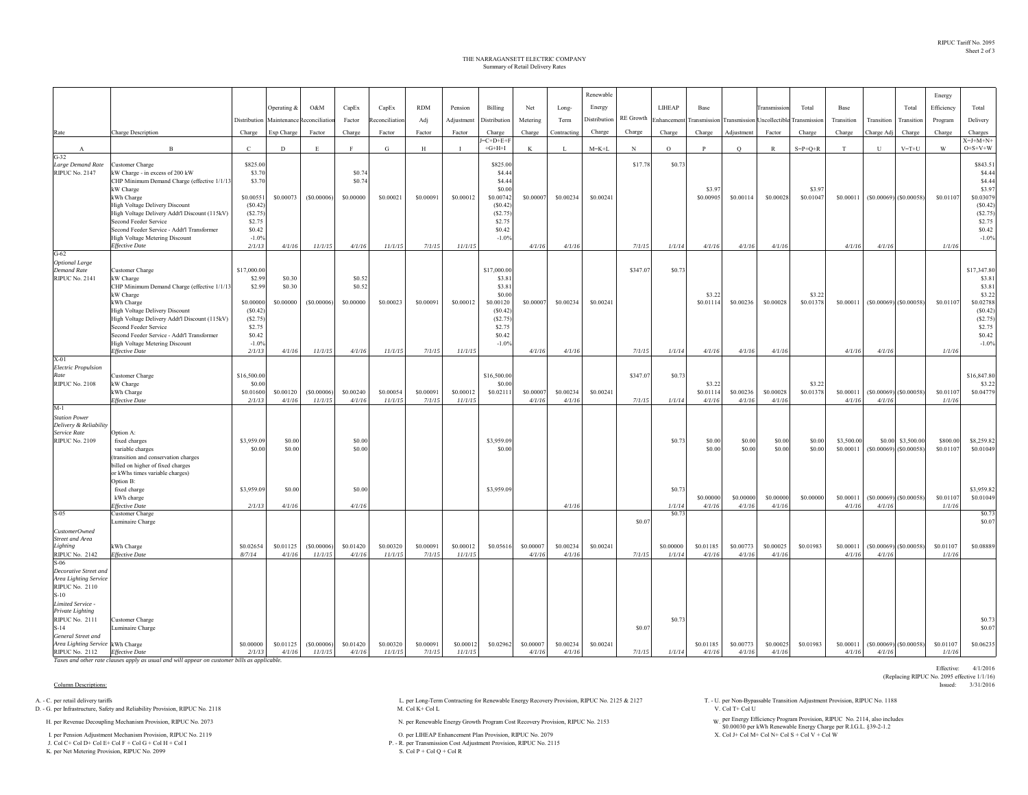THE NARRAGANSETT ELECTRIC COMPANY
Summary of Retail Delivery Rates

| Rate | Charge Description | Distribution Charge | Operating & Maintenance Exp Charge | O&M Reconciliation Factor | CapEx Factor Charge | CapEx Reconciliation Factor | RDM Adj Factor | Pension Adjustment Factor | Billing Distribution Charge | Net Metering Charge | Long-Term Contracting | Renewable Energy Distribution Charge | RE Growth Charge | LIHEAP Enhancement Charge | Base Transmission Charge | Transmission Adjustment | Transmission Uncollectible Factor | Total Transmission Charge | Base Transition Charge | Transition Charge Adj | Total Transition Charge | Energy Efficiency Program Charge | Total Delivery Charges |
|---|---|---|---|---|---|---|---|---|---|---|---|---|---|---|---|---|---|---|---|---|---|---|---|
| | | | | | | | | | J=C+D+E+F+G+H+I | | | M=K+L | | | | | | S=P+Q+R | | | V=T+U | | X=J+M+N+O+S+V+W |
| A | B | C | D | E | F | G | H | I | | K | L | | N | O | P | Q | R | | T | U | | W | |
| G-32 | | | | | | | | | | | | | | | | | | | | | | | |
| *Large Demand Rate* | Customer Charge | $825.00 | | | | | | | $825.00 | | | | $17.78 | $0.73 | | | | | | | | | $843.51 |
| RIPUC No. 2147 | kW Charge - in excess of 200 kW | $3.70 | | | $0.74 | | | | $4.44 | | | | | | | | | | | | | | $4.44 |
| | CHP Minimum Demand Charge (effective 1/1/13) | $3.70 | | | $0.74 | | | | $4.44 | | | | | | | | | | | | | | $4.44 |
| | kW Charge | | | | | | | | $0.00 | | | | | | $3.97 | | | $3.97 | | | | | $3.97 |
| | kWh Charge | $0.00551 | $0.00073 | ($0.00006) | $0.00000 | $0.00021 | $0.00091 | $0.00012 | $0.00742 | $0.00007 | $0.00234 | $0.00241 | | | $0.00905 | $0.00114 | $0.00028 | $0.01047 | $0.00011 | ($0.00069) | ($0.00058) | $0.01107 | $0.03079 |
| | High Voltage Delivery Discount | ($0.42) | | | | | | | ($0.42) | | | | | | | | | | | | | | ($0.42) |
| | High Voltage Delivery Addt'l Discount (115kV) | ($2.75) | | | | | | | ($2.75) | | | | | | | | | | | | | | ($2.75) |
| | Second Feeder Service | $2.75 | | | | | | | $2.75 | | | | | | | | | | | | | | $2.75 |
| | Second Feeder Service - Addt'l Transformer | $0.42 | | | | | | | $0.42 | | | | | | | | | | | | | | $0.42 |
| | High Voltage Metering Discount | -1.0% | | | | | | | -1.0% | | | | | | | | | | | | | | -1.0% |
| | *Effective Date* | *2/1/13* | *4/1/16* | *11/1/15* | *4/1/16* | *11/1/15* | *7/1/15* | *11/1/15* | | *4/1/16* | *4/1/16* | | *7/1/15* | *1/1/14* | *4/1/16* | *4/1/16* | *4/1/16* | | *4/1/16* | *4/1/16* | | *1/1/16* | |
| G-62 | | | | | | | | | | | | | | | | | | | | | | | |
| *Optional Large Demand Rate* | Customer Charge | $17,000.00 | | | | | | | $17,000.00 | | | | $347.07 | $0.73 | | | | | | | | | $17,347.80 |
| RIPUC No. 2141 | kW Charge | $2.99 | $0.30 | | $0.52 | | | | $3.81 | | | | | | | | | | | | | | $3.81 |
| | CHP Minimum Demand Charge (effective 1/1/13) | $2.99 | $0.30 | | $0.52 | | | | $3.81 | | | | | | | | | | | | | | $3.81 |
| | kW Charge | | | | | | | | $0.00 | | | | | | $3.22 | | | $3.22 | | | | | $3.22 |
| | kWh Charge | $0.00000 | $0.00000 | ($0.00006) | $0.00000 | $0.00023 | $0.00091 | $0.00012 | $0.00120 | $0.00007 | $0.00234 | $0.00241 | | | $0.01114 | $0.00236 | $0.00028 | $0.01378 | $0.00011 | ($0.00069) | ($0.00058) | $0.01107 | $0.02788 |
| | High Voltage Delivery Discount | ($0.42) | | | | | | | ($0.42) | | | | | | | | | | | | | | ($0.42) |
| | High Voltage Delivery Addt'l Discount (115kV) | ($2.75) | | | | | | | ($2.75) | | | | | | | | | | | | | | ($2.75) |
| | Second Feeder Service | $2.75 | | | | | | | $2.75 | | | | | | | | | | | | | | $2.75 |
| | Second Feeder Service - Addt'l Transformer | $0.42 | | | | | | | $0.42 | | | | | | | | | | | | | | $0.42 |
| | High Voltage Metering Discount | -1.0% | | | | | | | -1.0% | | | | | | | | | | | | | | -1.0% |
| | *Effective Date* | *2/1/13* | *4/1/16* | *11/1/15* | *4/1/16* | *11/1/15* | *7/1/15* | *11/1/15* | | *4/1/16* | *4/1/16* | | *7/1/15* | *1/1/14* | *4/1/16* | *4/1/16* | *4/1/16* | | *4/1/16* | *4/1/16* | | *1/1/16* | |
| X-01 | | | | | | | | | | | | | | | | | | | | | | | |
| *Electric Propulsion Rate* | Customer Charge | $16,500.00 | | | | | | | $16,500.00 | | | | $347.07 | $0.73 | | | | | | | | | $16,847.80 |
| RIPUC No. 2108 | kW Charge | $0.00 | | | | | | | $0.00 | | | | | | $3.22 | | | $3.22 | | | | | $3.22 |
| | kWh Charge | $0.01600 | $0.00120 | ($0.00006) | $0.00240 | $0.00054 | $0.00091 | $0.00012 | $0.02111 | $0.00007 | $0.00234 | $0.00241 | | | $0.01114 | $0.00236 | $0.00028 | $0.01378 | $0.00011 | ($0.00069) | ($0.00058) | $0.01107 | $0.04779 |
| | *Effective Date* | *2/1/13* | *4/1/16* | *11/1/15* | *4/1/16* | *11/1/15* | *7/1/15* | *11/1/15* | | *4/1/16* | *4/1/16* | | *7/1/15* | *1/1/14* | *4/1/16* | *4/1/16* | *4/1/16* | | *4/1/16* | *4/1/16* | | *1/1/16* | |
| M-1 | | | | | | | | | | | | | | | | | | | | | | | |
| *Station Power Delivery & Reliability Service Rate* | Option A: | | | | | | | | | | | | | | | | | | | | | | |
| RIPUC No. 2109 | fixed charges | $3,959.09 | $0.00 | | $0.00 | | | | $3,959.09 | | | | | $0.73 | $0.00 | $0.00 | $0.00 | $0.00 | $3,500.00 | $0.00 | $3,500.00 | $800.00 | $8,259.82 |
| | variable charges | $0.00 | $0.00 | | $0.00 | | | | $0.00 | | | | | | $0.00 | $0.00 | $0.00 | $0.00 | $0.00011 | ($0.00069) | ($0.00058) | $0.01107 | $0.01049 |
| | (transition and conservation charges billed on higher of fixed charges or kWhs times variable charges) | | | | | | | | | | | | | | | | | | | | | | |
| | Option B: | | | | | | | | | | | | | | | | | | | | | | |
| | fixed charge | $3,959.09 | $0.00 | | $0.00 | | | | $3,959.09 | | | | | $0.73 | | | | | | | | | $3,959.82 |
| | kWh charge | | | | | | | | | | | | | | $0.00000 | $0.00000 | $0.00000 | $0.00000 | $0.00011 | ($0.00069) | ($0.00058) | $0.01107 | $0.01049 |
| | *Effective Date* | *2/1/13* | *4/1/16* | | *4/1/16* | | | | | | *4/1/16* | | | *1/1/14* | *4/1/16* | *4/1/16* | *4/1/16* | | *4/1/16* | *4/1/16* | | *1/1/16* | |
| S-05 | Customer Charge | | | | | | | | | | | | | $0.73 | | | | | | | | | $0.73 |
| | Luminaire Charge | | | | | | | | | | | | $0.07 | | | | | | | | | | $0.07 |
| *CustomerOwned Street and Area Lighting* | kWh Charge | $0.02654 | $0.01125 | ($0.00006) | $0.01420 | $0.00320 | $0.00091 | $0.00012 | $0.05616 | $0.00007 | $0.00234 | $0.00241 | | $0.00000 | $0.01185 | $0.00773 | $0.00025 | $0.01983 | $0.00011 | ($0.00069) | ($0.00058) | $0.01107 | $0.08889 |
| RIPUC No. 2142 | *Effective Date* | *8/7/14* | *4/1/16* | *11/1/15* | *4/1/16* | *11/1/15* | *7/1/15* | *11/1/15* | | *4/1/16* | *4/1/16* | | *7/1/15* | *1/1/14* | *4/1/16* | *4/1/16* | *4/1/16* | | *4/1/16* | *4/1/16* | | *1/1/16* | |
| S-06 *Decorative Street and Area Lighting Service* RIPUC No. 2110 | | | | | | | | | | | | | | | | | | | | | | | |
| S-10 *Limited Service - Private Lighting* RIPUC No. 2111 | Customer Charge | | | | | | | | | | | | | $0.73 | | | | | | | | | $0.73 |
| S-14 | Luminaire Charge | | | | | | | | | | | | $0.07 | | | | | | | | | | $0.07 |
| *General Street and Area Lighting Service* | kWh Charge | $0.00000 | $0.01125 | ($0.00006) | $0.01420 | $0.00320 | $0.00091 | $0.00012 | $0.02962 | $0.00007 | $0.00234 | $0.00241 | | | $0.01185 | $0.00773 | $0.00025 | $0.01983 | $0.00011 | ($0.00069) | ($0.00058) | $0.01107 | $0.06235 |
| RIPUC No. 2112 | *Effective Date* | *2/1/13* | *4/1/16* | *11/1/15* | *4/1/16* | *11/1/15* | *7/1/15* | *11/1/15* | | *4/1/16* | *4/1/16* | | *7/1/15* | *1/1/14* | *4/1/16* | *4/1/16* | *4/1/16* | | *4/1/16* | *4/1/16* | | *1/1/16* | |

*Taxes and other rate clauses apply as usual and will appear on customer bills as applicable.*

Effective: 4/1/2016
(Replacing RIPUC No. 2095 effective 1/1/16)
Issued: 3/31/2016

Column Descriptions:

A. - C. per retail delivery tariffs
D. - G. per Infrastructure, Safety and Reliability Provision, RIPUC No. 2118
H. per Revenue Decoupling Mechanism Provision, RIPUC No. 2073
I. per Pension Adjustment Mechanism Provision, RIPUC No. 2119
J. Col C+ Col D+ Col E+ Col F + Col G + Col H + Col I
K. per Net Metering Provision, RIPUC No. 2099
L. per Long-Term Contracting for Renewable Energy Recovery Provision, RIPUC No. 2125 & 2127
M. Col K+ Col L
N. per Renewable Energy Growth Program Cost Recovery Provision, RIPUC No. 2153
O. per LIHEAP Enhancement Plan Provision, RIPUC No. 2079
P. - R. per Transmission Cost Adjustment Provision, RIPUC No. 2115
S. Col P + Col Q + Col R
T. - U. per Non-Bypassable Transition Adjustment Provision, RIPUC No. 1188
V. Col T+ Col U
W. per Energy Efficiency Program Provision, RIPUC No. 2114, also includes $0.00030 per kWh Renewable Energy Charge per R.I.G.L. §39-2-1.2
X. Col J+ Col M+ Col N+ Col S + Col V + Col W